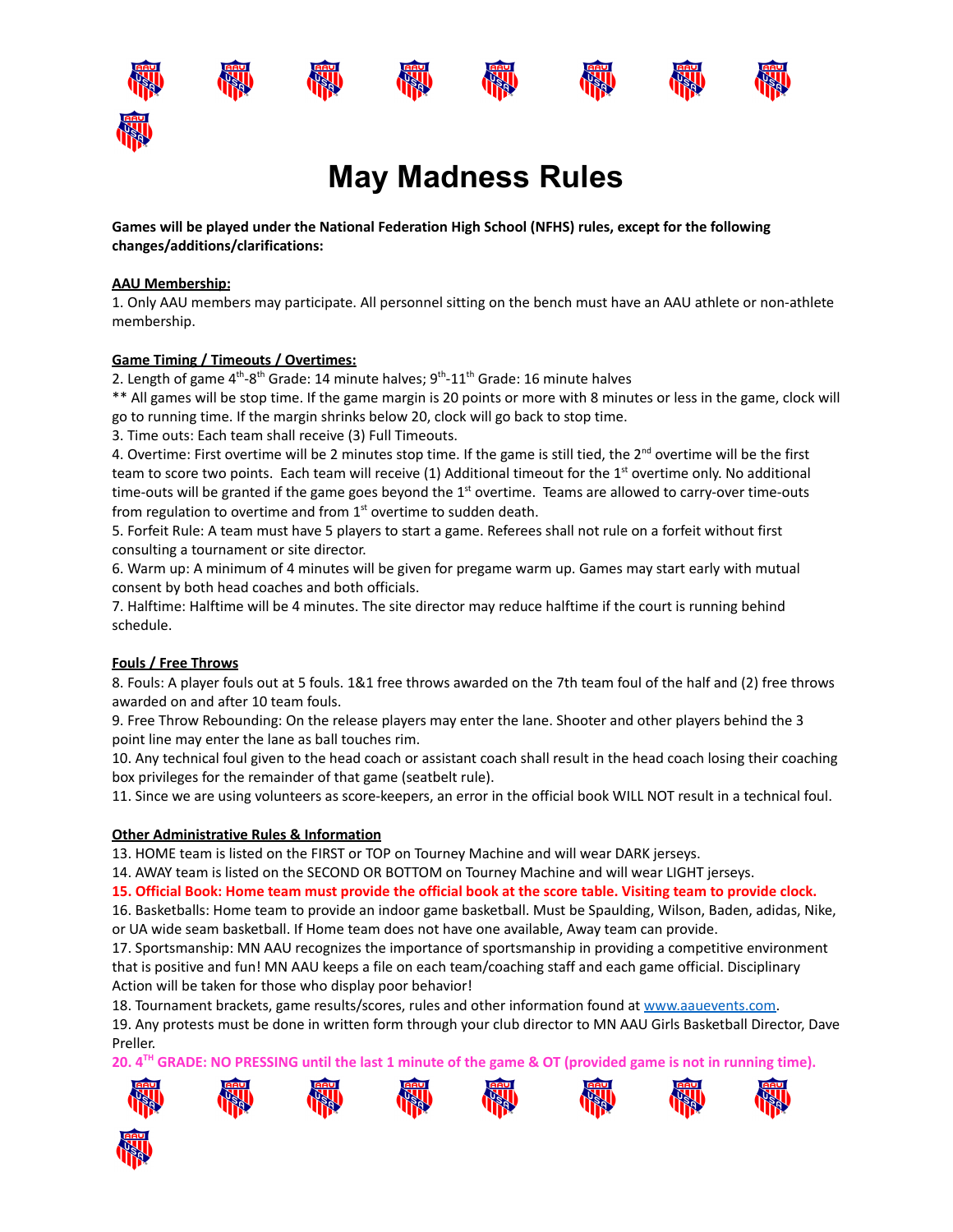# May Madness Rules

**Games will be played under the National Federation High School (NFHS) rules, except for the following changes/additions/clarifications:**

**AAU Membership:**

1. Only AAU members may participate. All personnel sitting on the bench must have an AAU athlete or non-athlete membership.

**Game Timing / Timeouts / Overtimes:**

2. Length of game 4th-8th Grade: 14 minute halves; 9th-11th Grade: 16 minute halves

** All games will be stop time. If the game margin is 20 points or more with 8 minutes or less in the game, clock will go to running time. If the margin shrinks below 20, clock will go back to stop time.

3. Time outs: Each team shall receive (3) Full Timeouts.
4. Overtime: First overtime will be 2 minutes stop time. If the game is still tied, the 2nd overtime will be the first team to score two points. Each team will receive (1) Additional timeout for the 1st overtime only. No additional time-outs will be granted if the game goes beyond the 1st overtime. Teams are allowed to carry-over time-outs from regulation to overtime and from 1st overtime to sudden death.
5. Forfeit Rule: A team must have 5 players to start a game. Referees shall not rule on a forfeit without first consulting a tournament or site director.
6. Warm up: A minimum of 4 minutes will be given for pregame warm up. Games may start early with mutual consent by both head coaches and both officials.
7. Halftime: Halftime will be 4 minutes. The site director may reduce halftime if the court is running behind schedule.

**Fouls / Free Throws**

8. Fouls: A player fouls out at 5 fouls. 1&1 free throws awarded on the 7th team foul of the half and (2) free throws awarded on and after 10 team fouls.
9. Free Throw Rebounding: On the release players may enter the lane. Shooter and other players behind the 3 point line may enter the lane as ball touches rim.
10. Any technical foul given to the head coach or assistant coach shall result in the head coach losing their coaching box privileges for the remainder of that game (seatbelt rule).
11. Since we are using volunteers as score-keepers, an error in the official book WILL NOT result in a technical foul.

**Other Administrative Rules & Information**

13. HOME team is listed on the FIRST or TOP on Tourney Machine and will wear DARK jerseys.
14. AWAY team is listed on the SECOND OR BOTTOM on Tourney Machine and will wear LIGHT jerseys.
15. **Official Book: Home team must provide the official book at the score table. Visiting team to provide clock.**
16. Basketballs: Home team to provide an indoor game basketball. Must be Spaulding, Wilson, Baden, adidas, Nike, or UA wide seam basketball. If Home team does not have one available, Away team can provide.
17. Sportsmanship: MN AAU recognizes the importance of sportsmanship in providing a competitive environment that is positive and fun! MN AAU keeps a file on each team/coaching staff and each game official. Disciplinary Action will be taken for those who display poor behavior!
18. Tournament brackets, game results/scores, rules and other information found at www.aauevents.com.
19. Any protests must be done in written form through your club director to MN AAU Girls Basketball Director, Dave Preller.
20. **4TH GRADE: NO PRESSING until the last 1 minute of the game & OT (provided game is not in running time).**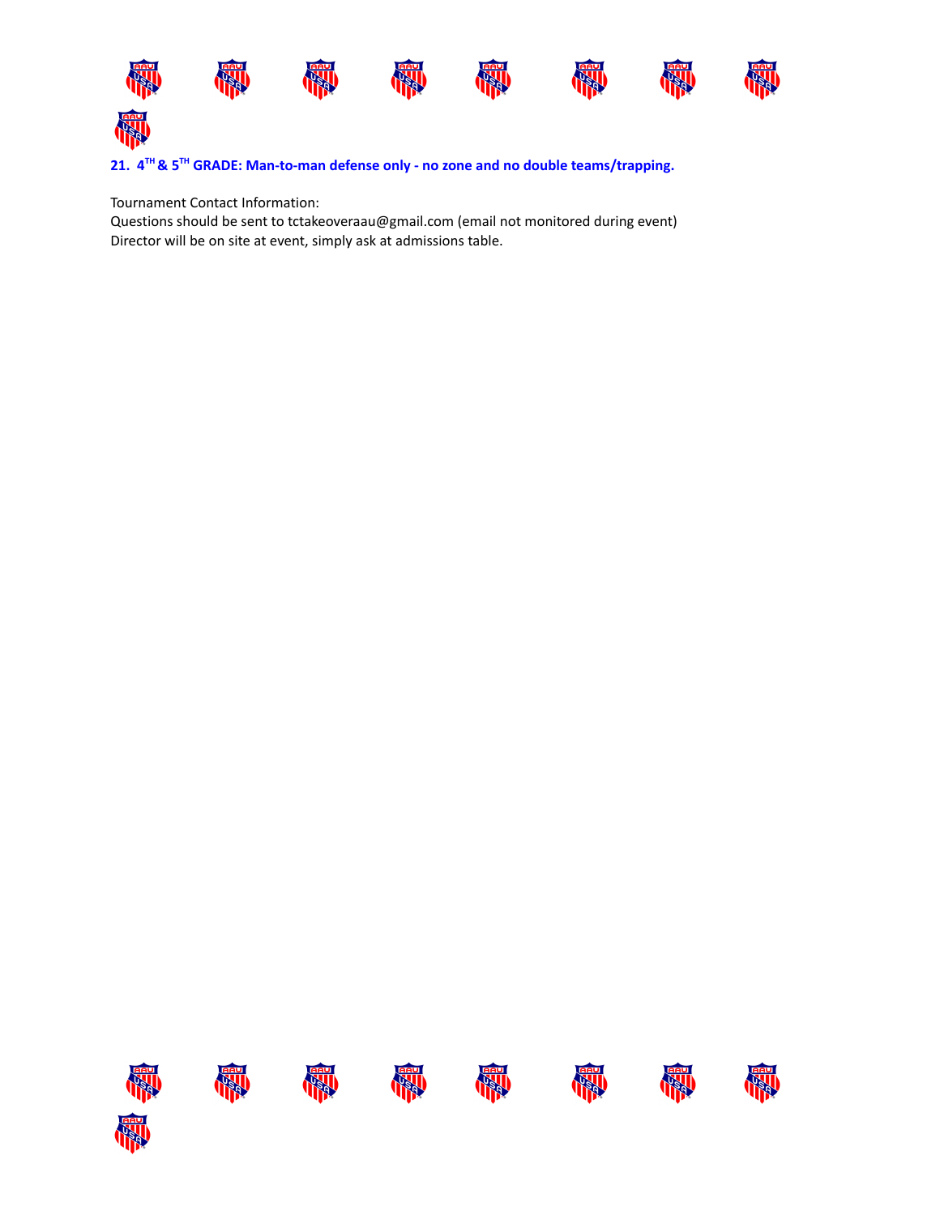**21. 4TH & 5TH GRADE: Man-to-man defense only - no zone and no double teams/trapping.**

Tournament Contact Information:
Questions should be sent to tctakeoveraau@gmail.com (email not monitored during event)
Director will be on site at event, simply ask at admissions table.